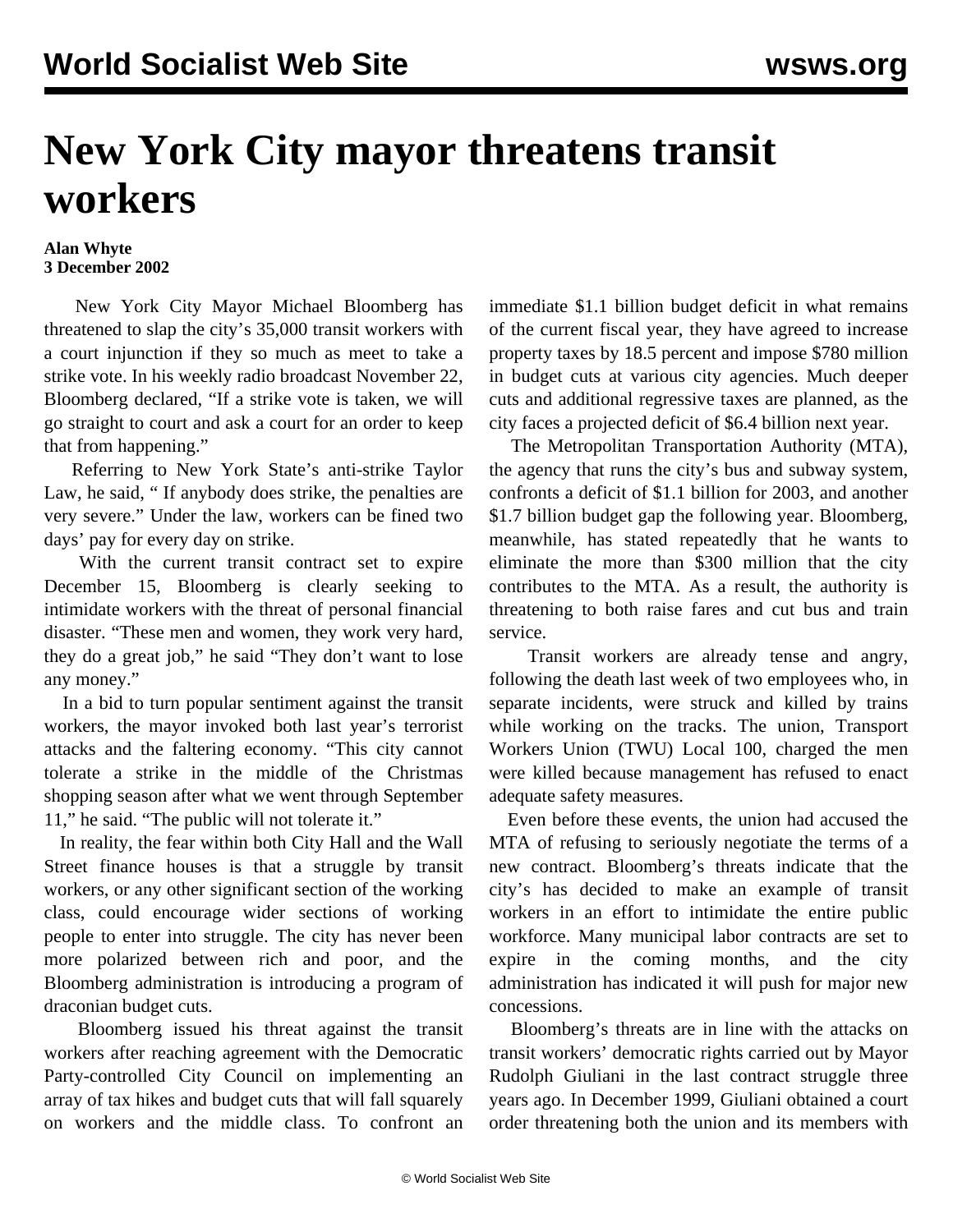# New York City mayor threatens transit workers

**Alan Whyte**
**3 December 2002**

New York City Mayor Michael Bloomberg has threatened to slap the city's 35,000 transit workers with a court injunction if they so much as meet to take a strike vote. In his weekly radio broadcast November 22, Bloomberg declared, "If a strike vote is taken, we will go straight to court and ask a court for an order to keep that from happening."

Referring to New York State's anti-strike Taylor Law, he said, " If anybody does strike, the penalties are very severe." Under the law, workers can be fined two days' pay for every day on strike.

With the current transit contract set to expire December 15, Bloomberg is clearly seeking to intimidate workers with the threat of personal financial disaster. "These men and women, they work very hard, they do a great job," he said "They don't want to lose any money."

In a bid to turn popular sentiment against the transit workers, the mayor invoked both last year's terrorist attacks and the faltering economy. "This city cannot tolerate a strike in the middle of the Christmas shopping season after what we went through September 11," he said. "The public will not tolerate it."

In reality, the fear within both City Hall and the Wall Street finance houses is that a struggle by transit workers, or any other significant section of the working class, could encourage wider sections of working people to enter into struggle. The city has never been more polarized between rich and poor, and the Bloomberg administration is introducing a program of draconian budget cuts.

Bloomberg issued his threat against the transit workers after reaching agreement with the Democratic Party-controlled City Council on implementing an array of tax hikes and budget cuts that will fall squarely on workers and the middle class. To confront an immediate $1.1 billion budget deficit in what remains of the current fiscal year, they have agreed to increase property taxes by 18.5 percent and impose $780 million in budget cuts at various city agencies. Much deeper cuts and additional regressive taxes are planned, as the city faces a projected deficit of $6.4 billion next year.

The Metropolitan Transportation Authority (MTA), the agency that runs the city's bus and subway system, confronts a deficit of $1.1 billion for 2003, and another $1.7 billion budget gap the following year. Bloomberg, meanwhile, has stated repeatedly that he wants to eliminate the more than $300 million that the city contributes to the MTA. As a result, the authority is threatening to both raise fares and cut bus and train service.

Transit workers are already tense and angry, following the death last week of two employees who, in separate incidents, were struck and killed by trains while working on the tracks. The union, Transport Workers Union (TWU) Local 100, charged the men were killed because management has refused to enact adequate safety measures.

Even before these events, the union had accused the MTA of refusing to seriously negotiate the terms of a new contract. Bloomberg's threats indicate that the city's has decided to make an example of transit workers in an effort to intimidate the entire public workforce. Many municipal labor contracts are set to expire in the coming months, and the city administration has indicated it will push for major new concessions.

Bloomberg's threats are in line with the attacks on transit workers' democratic rights carried out by Mayor Rudolph Giuliani in the last contract struggle three years ago. In December 1999, Giuliani obtained a court order threatening both the union and its members with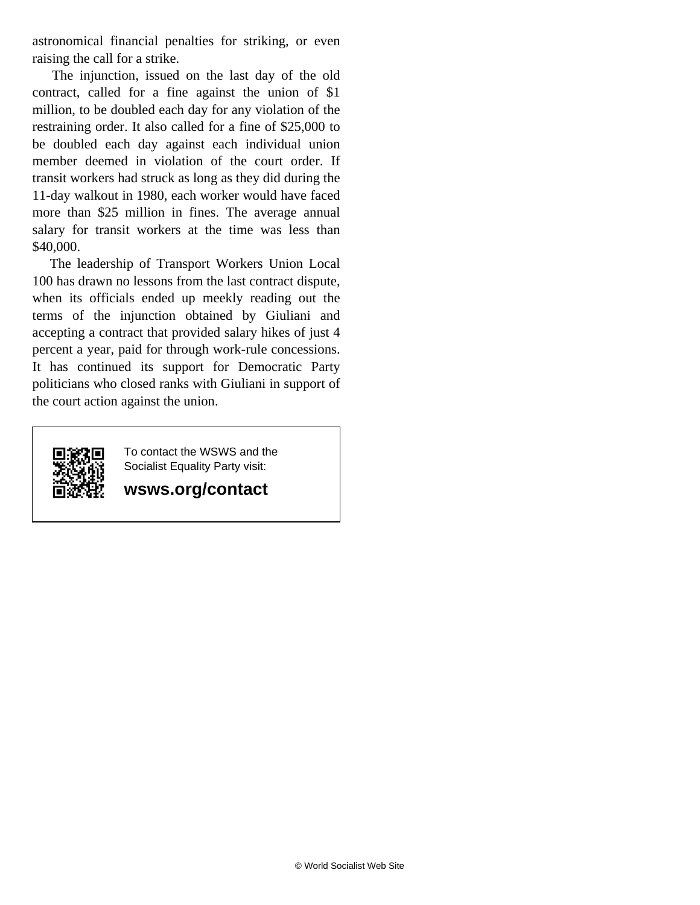astronomical financial penalties for striking, or even raising the call for a strike.

The injunction, issued on the last day of the old contract, called for a fine against the union of $1 million, to be doubled each day for any violation of the restraining order. It also called for a fine of $25,000 to be doubled each day against each individual union member deemed in violation of the court order. If transit workers had struck as long as they did during the 11-day walkout in 1980, each worker would have faced more than $25 million in fines. The average annual salary for transit workers at the time was less than $40,000.

The leadership of Transport Workers Union Local 100 has drawn no lessons from the last contract dispute, when its officials ended up meekly reading out the terms of the injunction obtained by Giuliani and accepting a contract that provided salary hikes of just 4 percent a year, paid for through work-rule concessions. It has continued its support for Democratic Party politicians who closed ranks with Giuliani in support of the court action against the union.

To contact the WSWS and the Socialist Equality Party visit:

**wsws.org/contact**